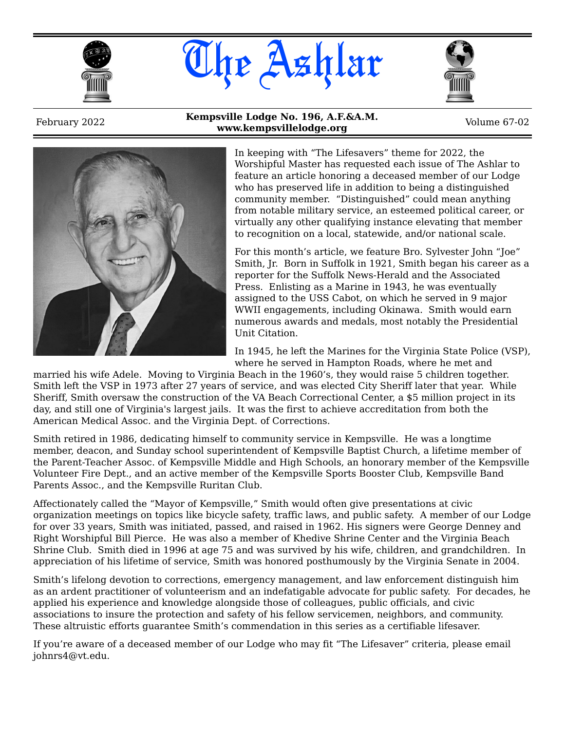# The Ashlar

February 2022 | **Kempsville Lodge No. 196, A.F.&A.M.** | Volume 67-02

**www.kempsvillelodge.org**

In keeping with "The Lifesavers" theme for 2022, the Worshipful Master has requested each issue of The Ashlar to feature an article honoring a deceased member of our Lodge who has preserved life in addition to being a distinguished community member. "Distinguished" could mean anything from notable military service, an esteemed political career, or virtually any other qualifying instance elevating that member to recognition on a local, statewide, and/or national scale.

For this month's article, we feature Bro. Sylvester John "Joe" Smith, Jr. Born in Suffolk in 1921, Smith began his career as a reporter for the Suffolk News-Herald and the Associated Press. Enlisting as a Marine in 1943, he was eventually assigned to the USS Cabot, on which he served in 9 major WWII engagements, including Okinawa. Smith would earn numerous awards and medals, most notably the Presidential Unit Citation.

In 1945, he left the Marines for the Virginia State Police (VSP), where he served in Hampton Roads, where he met and married his wife Adele. Moving to Virginia Beach in the 1960's, they would raise 5 children together. Smith left the VSP in 1973 after 27 years of service, and was elected City Sheriff later that year. While Sheriff, Smith oversaw the construction of the VA Beach Correctional Center, a $5 million project in its day, and still one of Virginia's largest jails. It was the first to achieve accreditation from both the American Medical Assoc. and the Virginia Dept. of Corrections.

Smith retired in 1986, dedicating himself to community service in Kempsville. He was a longtime member, deacon, and Sunday school superintendent of Kempsville Baptist Church, a lifetime member of the Parent-Teacher Assoc. of Kempsville Middle and High Schools, an honorary member of the Kempsville Volunteer Fire Dept., and an active member of the Kempsville Sports Booster Club, Kempsville Band Parents Assoc., and the Kempsville Ruritan Club.

Affectionately called the "Mayor of Kempsville," Smith would often give presentations at civic organization meetings on topics like bicycle safety, traffic laws, and public safety. A member of our Lodge for over 33 years, Smith was initiated, passed, and raised in 1962. His signers were George Denney and Right Worshipful Bill Pierce. He was also a member of Khedive Shrine Center and the Virginia Beach Shrine Club. Smith died in 1996 at age 75 and was survived by his wife, children, and grandchildren. In appreciation of his lifetime of service, Smith was honored posthumously by the Virginia Senate in 2004.

Smith's lifelong devotion to corrections, emergency management, and law enforcement distinguish him as an ardent practitioner of volunteerism and an indefatigable advocate for public safety. For decades, he applied his experience and knowledge alongside those of colleagues, public officials, and civic associations to insure the protection and safety of his fellow servicemen, neighbors, and community. These altruistic efforts guarantee Smith's commendation in this series as a certifiable lifesaver.

If you're aware of a deceased member of our Lodge who may fit "The Lifesaver" criteria, please email johnrs4@vt.edu.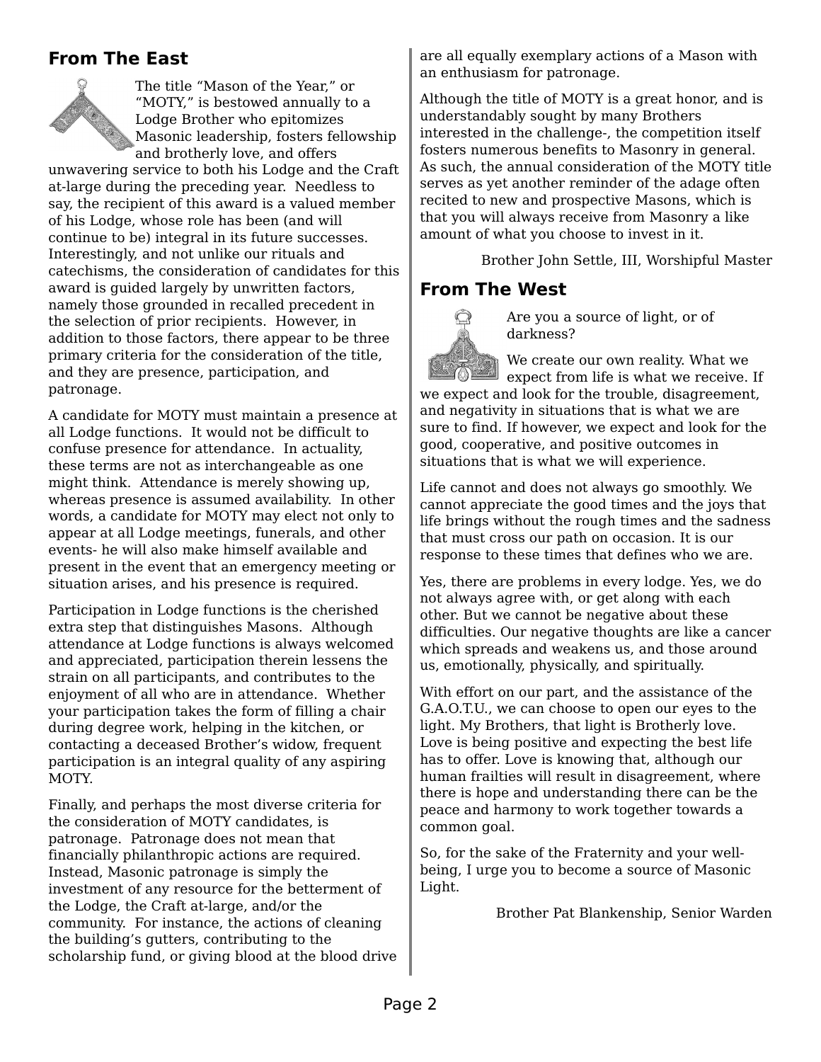## From The East

The title "Mason of the Year," or "MOTY," is bestowed annually to a Lodge Brother who epitomizes Masonic leadership, fosters fellowship and brotherly love, and offers unwavering service to both his Lodge and the Craft at-large during the preceding year. Needless to say, the recipient of this award is a valued member of his Lodge, whose role has been (and will continue to be) integral in its future successes. Interestingly, and not unlike our rituals and catechisms, the consideration of candidates for this award is guided largely by unwritten factors, namely those grounded in recalled precedent in the selection of prior recipients. However, in addition to those factors, there appear to be three primary criteria for the consideration of the title, and they are presence, participation, and patronage.

A candidate for MOTY must maintain a presence at all Lodge functions. It would not be difficult to confuse presence for attendance. In actuality, these terms are not as interchangeable as one might think. Attendance is merely showing up, whereas presence is assumed availability. In other words, a candidate for MOTY may elect not only to appear at all Lodge meetings, funerals, and other events- he will also make himself available and present in the event that an emergency meeting or situation arises, and his presence is required.

Participation in Lodge functions is the cherished extra step that distinguishes Masons. Although attendance at Lodge functions is always welcomed and appreciated, participation therein lessens the strain on all participants, and contributes to the enjoyment of all who are in attendance. Whether your participation takes the form of filling a chair during degree work, helping in the kitchen, or contacting a deceased Brother's widow, frequent participation is an integral quality of any aspiring MOTY.

Finally, and perhaps the most diverse criteria for the consideration of MOTY candidates, is patronage. Patronage does not mean that financially philanthropic actions are required. Instead, Masonic patronage is simply the investment of any resource for the betterment of the Lodge, the Craft at-large, and/or the community. For instance, the actions of cleaning the building's gutters, contributing to the scholarship fund, or giving blood at the blood drive are all equally exemplary actions of a Mason with an enthusiasm for patronage.

Although the title of MOTY is a great honor, and is understandably sought by many Brothers interested in the challenge-, the competition itself fosters numerous benefits to Masonry in general. As such, the annual consideration of the MOTY title serves as yet another reminder of the adage often recited to new and prospective Masons, which is that you will always receive from Masonry a like amount of what you choose to invest in it.

Brother John Settle, III, Worshipful Master

## From The West

Are you a source of light, or of darkness?

We create our own reality. What we expect from life is what we receive. If we expect and look for the trouble, disagreement, and negativity in situations that is what we are sure to find. If however, we expect and look for the good, cooperative, and positive outcomes in situations that is what we will experience.

Life cannot and does not always go smoothly. We cannot appreciate the good times and the joys that life brings without the rough times and the sadness that must cross our path on occasion. It is our response to these times that defines who we are.

Yes, there are problems in every lodge. Yes, we do not always agree with, or get along with each other. But we cannot be negative about these difficulties. Our negative thoughts are like a cancer which spreads and weakens us, and those around us, emotionally, physically, and spiritually.

With effort on our part, and the assistance of the G.A.O.T.U., we can choose to open our eyes to the light. My Brothers, that light is Brotherly love. Love is being positive and expecting the best life has to offer. Love is knowing that, although our human frailties will result in disagreement, where there is hope and understanding there can be the peace and harmony to work together towards a common goal.

So, for the sake of the Fraternity and your well-being, I urge you to become a source of Masonic Light.

Brother Pat Blankenship, Senior Warden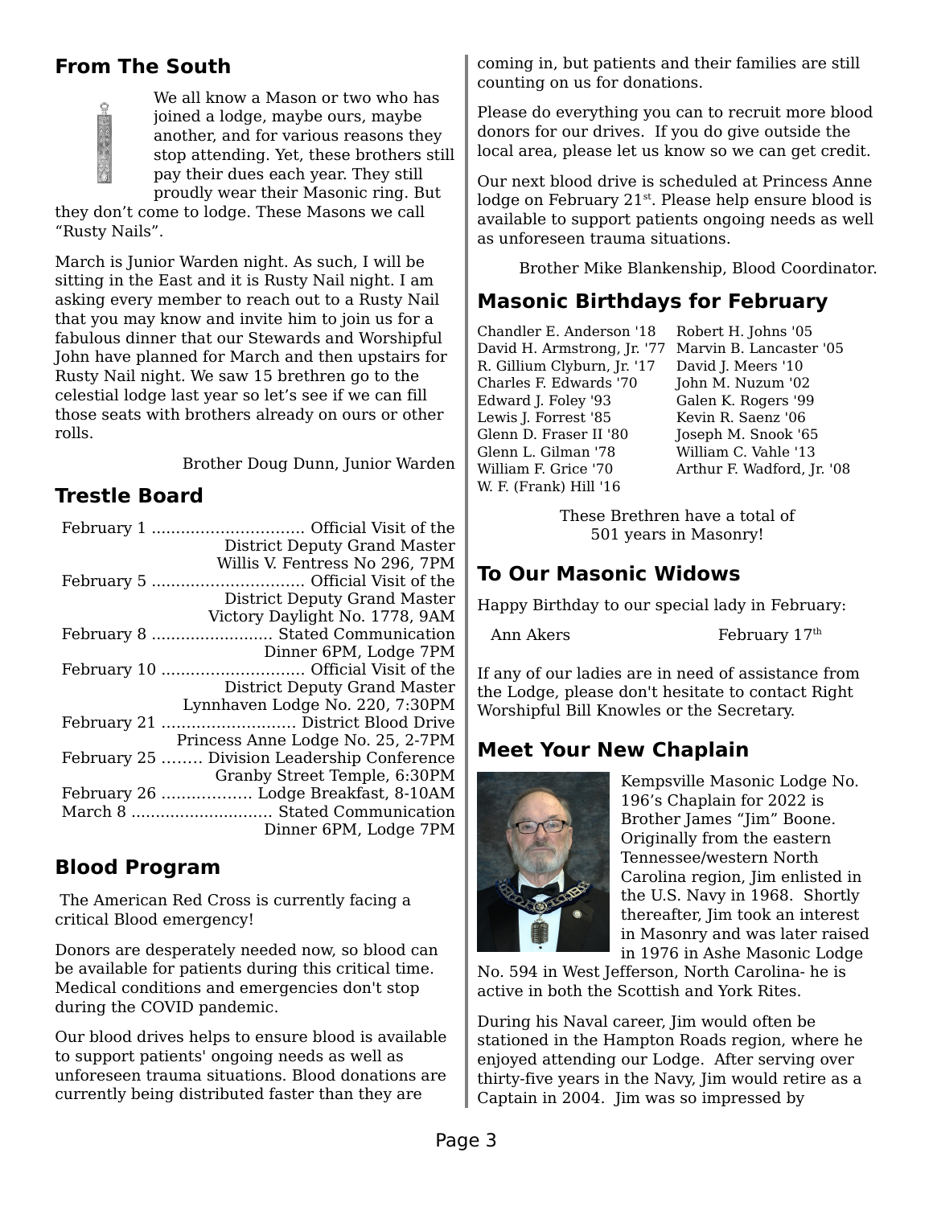## From The South

We all know a Mason or two who has joined a lodge, maybe ours, maybe another, and for various reasons they stop attending. Yet, these brothers still pay their dues each year. They still proudly wear their Masonic ring. But they don't come to lodge. These Masons we call "Rusty Nails".

March is Junior Warden night. As such, I will be sitting in the East and it is Rusty Nail night. I am asking every member to reach out to a Rusty Nail that you may know and invite him to join us for a fabulous dinner that our Stewards and Worshipful John have planned for March and then upstairs for Rusty Nail night. We saw 15 brethren go to the celestial lodge last year so let's see if we can fill those seats with brothers already on ours or other rolls.

Brother Doug Dunn, Junior Warden

## Trestle Board

February 1 ............................... Official Visit of the District Deputy Grand Master Willis V. Fentress No 296, 7PM
February 5 ............................... Official Visit of the District Deputy Grand Master Victory Daylight No. 1778, 9AM
February 8 ......................... Stated Communication Dinner 6PM, Lodge 7PM
February 10 ............................. Official Visit of the District Deputy Grand Master Lynnhaven Lodge No. 220, 7:30PM
February 21 ........................... District Blood Drive Princess Anne Lodge No. 25, 2-7PM
February 25 ........ Division Leadership Conference Granby Street Temple, 6:30PM
February 26 .................. Lodge Breakfast, 8-10AM
March 8 ............................. Stated Communication Dinner 6PM, Lodge 7PM

## Blood Program

The American Red Cross is currently facing a critical Blood emergency!

Donors are desperately needed now, so blood can be available for patients during this critical time. Medical conditions and emergencies don't stop during the COVID pandemic.

Our blood drives helps to ensure blood is available to support patients' ongoing needs as well as unforeseen trauma situations. Blood donations are currently being distributed faster than they are coming in, but patients and their families are still counting on us for donations.

Please do everything you can to recruit more blood donors for our drives. If you do give outside the local area, please let us know so we can get credit.

Our next blood drive is scheduled at Princess Anne lodge on February 21st. Please help ensure blood is available to support patients ongoing needs as well as unforeseen trauma situations.

Brother Mike Blankenship, Blood Coordinator.

## Masonic Birthdays for February

| | |
|---|---|
| Chandler E. Anderson '18 | Robert H. Johns '05 |
| David H. Armstrong, Jr. '77 | Marvin B. Lancaster '05 |
| R. Gillium Clyburn, Jr. '17 | David J. Meers '10 |
| Charles F. Edwards '70 | John M. Nuzum '02 |
| Edward J. Foley '93 | Galen K. Rogers '99 |
| Lewis J. Forrest '85 | Kevin R. Saenz '06 |
| Glenn D. Fraser II '80 | Joseph M. Snook '65 |
| Glenn L. Gilman '78 | William C. Vahle '13 |
| William F. Grice '70 | Arthur F. Wadford, Jr. '08 |
| W. F. (Frank) Hill '16 | |

These Brethren have a total of 501 years in Masonry!

## To Our Masonic Widows

Happy Birthday to our special lady in February:

Ann Akers — February 17th

If any of our ladies are in need of assistance from the Lodge, please don't hesitate to contact Right Worshipful Bill Knowles or the Secretary.

## Meet Your New Chaplain

Kempsville Masonic Lodge No. 196's Chaplain for 2022 is Brother James "Jim" Boone. Originally from the eastern Tennessee/western North Carolina region, Jim enlisted in the U.S. Navy in 1968. Shortly thereafter, Jim took an interest in Masonry and was later raised in 1976 in Ashe Masonic Lodge No. 594 in West Jefferson, North Carolina- he is active in both the Scottish and York Rites.

During his Naval career, Jim would often be stationed in the Hampton Roads region, where he enjoyed attending our Lodge. After serving over thirty-five years in the Navy, Jim would retire as a Captain in 2004. Jim was so impressed by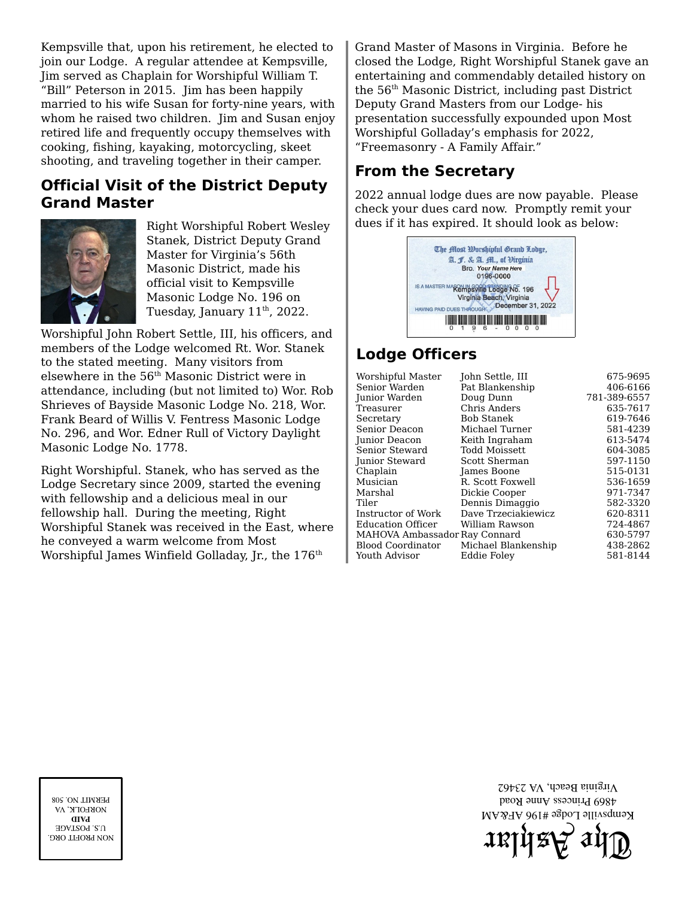Kempsville that, upon his retirement, he elected to join our Lodge. A regular attendee at Kempsville, Jim served as Chaplain for Worshipful William T. "Bill" Peterson in 2015. Jim has been happily married to his wife Susan for forty-nine years, with whom he raised two children. Jim and Susan enjoy retired life and frequently occupy themselves with cooking, fishing, kayaking, motorcycling, skeet shooting, and traveling together in their camper.

## Official Visit of the District Deputy Grand Master

Right Worshipful Robert Wesley Stanek, District Deputy Grand Master for Virginia's 56th Masonic District, made his official visit to Kempsville Masonic Lodge No. 196 on Tuesday, January 11th, 2022.

Worshipful John Robert Settle, III, his officers, and members of the Lodge welcomed Rt. Wor. Stanek to the stated meeting. Many visitors from elsewhere in the 56th Masonic District were in attendance, including (but not limited to) Wor. Rob Shrieves of Bayside Masonic Lodge No. 218, Wor. Frank Beard of Willis V. Fentress Masonic Lodge No. 296, and Wor. Edner Rull of Victory Daylight Masonic Lodge No. 1778.

Right Worshipful. Stanek, who has served as the Lodge Secretary since 2009, started the evening with fellowship and a delicious meal in our fellowship hall. During the meeting, Right Worshipful Stanek was received in the East, where he conveyed a warm welcome from Most Worshipful James Winfield Golladay, Jr., the 176th Grand Master of Masons in Virginia. Before he closed the Lodge, Right Worshipful Stanek gave an entertaining and commendably detailed history on the 56th Masonic District, including past District Deputy Grand Masters from our Lodge- his presentation successfully expounded upon Most Worshipful Golladay's emphasis for 2022, "Freemasonry - A Family Affair."

## From the Secretary

2022 annual lodge dues are now payable. Please check your dues card now. Promptly remit your dues if it has expired. It should look as below:

The Most Worshipful Grand Lodge,
A. F. & A. M., of Virginia
Bro. *Your Name Here*
0196-0000
IS A MASTER MASON IN GOOD STANDING OF
Kempsville Lodge No. 196
Virginia Beach, Virginia
HAVING PAID DUES THROUGH: December 31, 2022
0 1 9 6 - 0 0 0 0

## Lodge Officers

| | | |
|---|---|---|
| Worshipful Master | John Settle, III | 675-9695 |
| Senior Warden | Pat Blankenship | 406-6166 |
| Junior Warden | Doug Dunn | 781-389-6557 |
| Treasurer | Chris Anders | 635-7617 |
| Secretary | Bob Stanek | 619-7646 |
| Senior Deacon | Michael Turner | 581-4239 |
| Junior Deacon | Keith Ingraham | 613-5474 |
| Senior Steward | Todd Moissett | 604-3085 |
| Junior Steward | Scott Sherman | 597-1150 |
| Chaplain | James Boone | 515-0131 |
| Musician | R. Scott Foxwell | 536-1659 |
| Marshal | Dickie Cooper | 971-7347 |
| Tiler | Dennis Dimaggio | 582-3320 |
| Instructor of Work | Dave Trzeciakiewicz | 620-8311 |
| Education Officer | William Rawson | 724-4867 |
| MAHOVA Ambassador | Ray Connard | 630-5797 |
| Blood Coordinator | Michael Blankenship | 438-2862 |
| Youth Advisor | Eddie Foley | 581-8144 |

The Ashlar
Kempsville Lodge #196 AF&AM
4869 Princess Anne Road
Virginia Beach, VA 23462

NON PROFIT ORG.
U.S. POSTAGE
**PAID**
NORFOLK, VA
PERMIT NO. 508